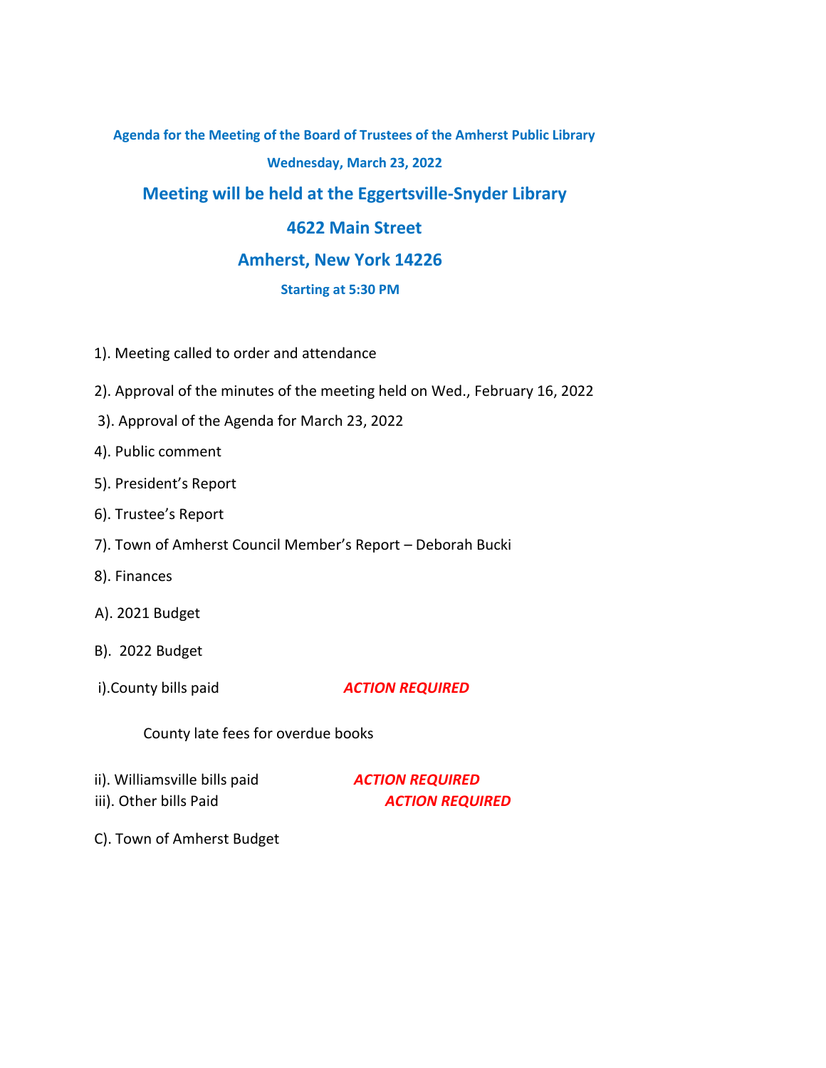**Agenda for the Meeting of the Board of Trustees of the Amherst Public Library**

**Wednesday, March 23, 2022**

## Meeting will be held at the Eggertsville-Snyder Library

## 4622 Main Street

## Amherst, New York 14226

**Starting at 5:30 PM**

1). Meeting called to order and attendance

2). Approval of the minutes of the meeting held on Wed., February 16, 2022

3). Approval of the Agenda for March 23, 2022

4). Public comment

5). President's Report

6). Trustee's Report

7). Town of Amherst Council Member's Report – Deborah Bucki

8). Finances

A). 2021 Budget

B). 2022 Budget

i). County bills paid ***ACTION REQUIRED***

County late fees for overdue books

ii). Williamsville bills paid ***ACTION REQUIRED***

iii). Other bills Paid ***ACTION REQUIRED***

C). Town of Amherst Budget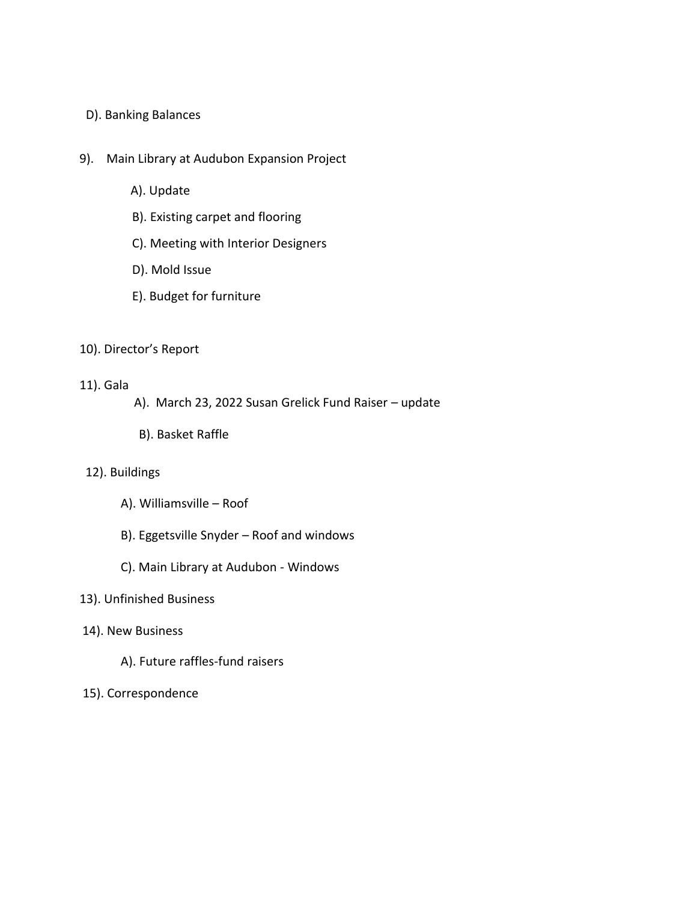D). Banking Balances

9). Main Library at Audubon Expansion Project

A). Update

B). Existing carpet and flooring

C). Meeting with Interior Designers

D). Mold Issue

E). Budget for furniture

10). Director's Report

11). Gala

A). March 23, 2022 Susan Grelick Fund Raiser – update

B). Basket Raffle

12). Buildings

A). Williamsville – Roof

B). Eggetsville Snyder – Roof and windows

C). Main Library at Audubon - Windows

13). Unfinished Business

14). New Business

A). Future raffles-fund raisers

15). Correspondence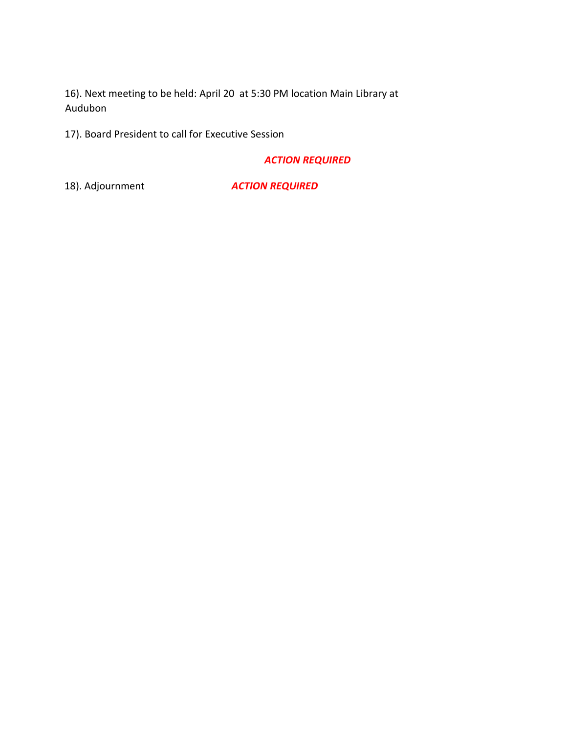16). Next meeting to be held: April 20 at 5:30 PM location Main Library at Audubon

17). Board President to call for Executive Session

***ACTION REQUIRED***

18). Adjournment ***ACTION REQUIRED***